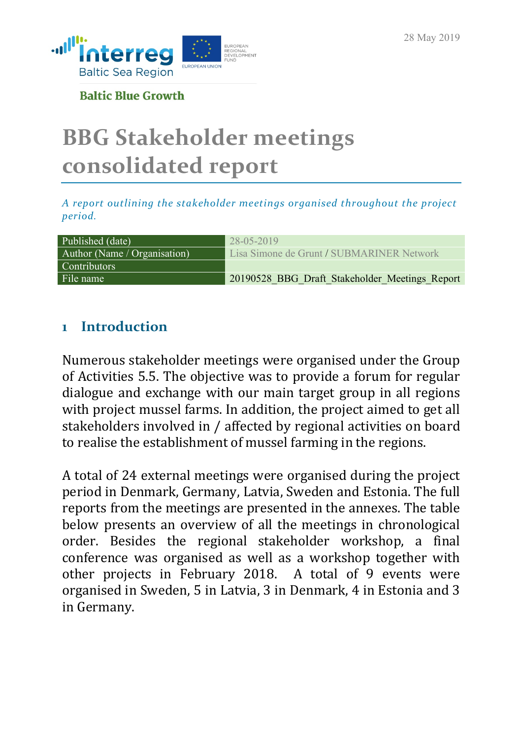Baltic Blue Growth

# BBG Stakeholder meetings consolidated report

*A report outlining the stakeholder meetings organised throughout the project period.*

| Published (date) | 28-05-2019 |
|---|---|
| Author (Name / Organisation) | Lisa Simone de Grunt / SUBMARINER Network |
| Contributors | |
| File name | 20190528_BBG_Draft_Stakeholder_Meetings_Report |

## 1 Introduction

Numerous stakeholder meetings were organised under the Group of Activities 5.5. The objective was to provide a forum for regular dialogue and exchange with our main target group in all regions with project mussel farms. In addition, the project aimed to get all stakeholders involved in / affected by regional activities on board to realise the establishment of mussel farming in the regions.

A total of 24 external meetings were organised during the project period in Denmark, Germany, Latvia, Sweden and Estonia. The full reports from the meetings are presented in the annexes. The table below presents an overview of all the meetings in chronological order. Besides the regional stakeholder workshop, a final conference was organised as well as a workshop together with other projects in February 2018. A total of 9 events were organised in Sweden, 5 in Latvia, 3 in Denmark, 4 in Estonia and 3 in Germany.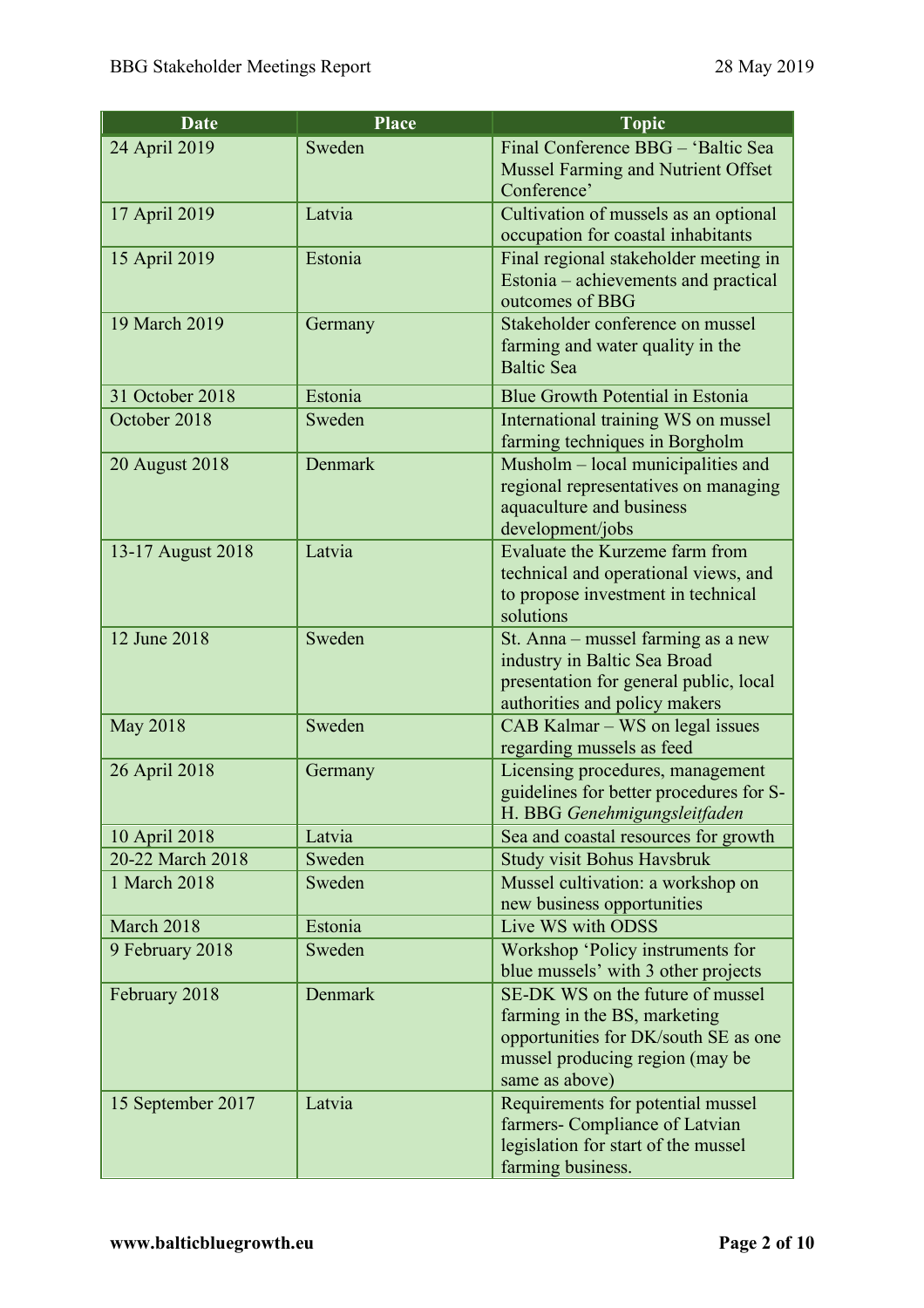| Date | Place | Topic |
|---|---|---|
| 24 April 2019 | Sweden | Final Conference BBG – 'Baltic Sea Mussel Farming and Nutrient Offset Conference' |
| 17 April 2019 | Latvia | Cultivation of mussels as an optional occupation for coastal inhabitants |
| 15 April 2019 | Estonia | Final regional stakeholder meeting in Estonia – achievements and practical outcomes of BBG |
| 19 March 2019 | Germany | Stakeholder conference on mussel farming and water quality in the Baltic Sea |
| 31 October 2018 | Estonia | Blue Growth Potential in Estonia |
| October 2018 | Sweden | International training WS on mussel farming techniques in Borgholm |
| 20 August 2018 | Denmark | Musholm – local municipalities and regional representatives on managing aquaculture and business development/jobs |
| 13-17 August 2018 | Latvia | Evaluate the Kurzeme farm from technical and operational views, and to propose investment in technical solutions |
| 12 June 2018 | Sweden | St. Anna – mussel farming as a new industry in Baltic Sea Broad presentation for general public, local authorities and policy makers |
| May 2018 | Sweden | CAB Kalmar – WS on legal issues regarding mussels as feed |
| 26 April 2018 | Germany | Licensing procedures, management guidelines for better procedures for S-H. BBG *Genehmigungsleitfaden* |
| 10 April 2018 | Latvia | Sea and coastal resources for growth |
| 20-22 March 2018 | Sweden | Study visit Bohus Havsbruk |
| 1 March 2018 | Sweden | Mussel cultivation: a workshop on new business opportunities |
| March 2018 | Estonia | Live WS with ODSS |
| 9 February 2018 | Sweden | Workshop 'Policy instruments for blue mussels' with 3 other projects |
| February 2018 | Denmark | SE-DK WS on the future of mussel farming in the BS, marketing opportunities for DK/south SE as one mussel producing region (may be same as above) |
| 15 September 2017 | Latvia | Requirements for potential mussel farmers- Compliance of Latvian legislation for start of the mussel farming business. |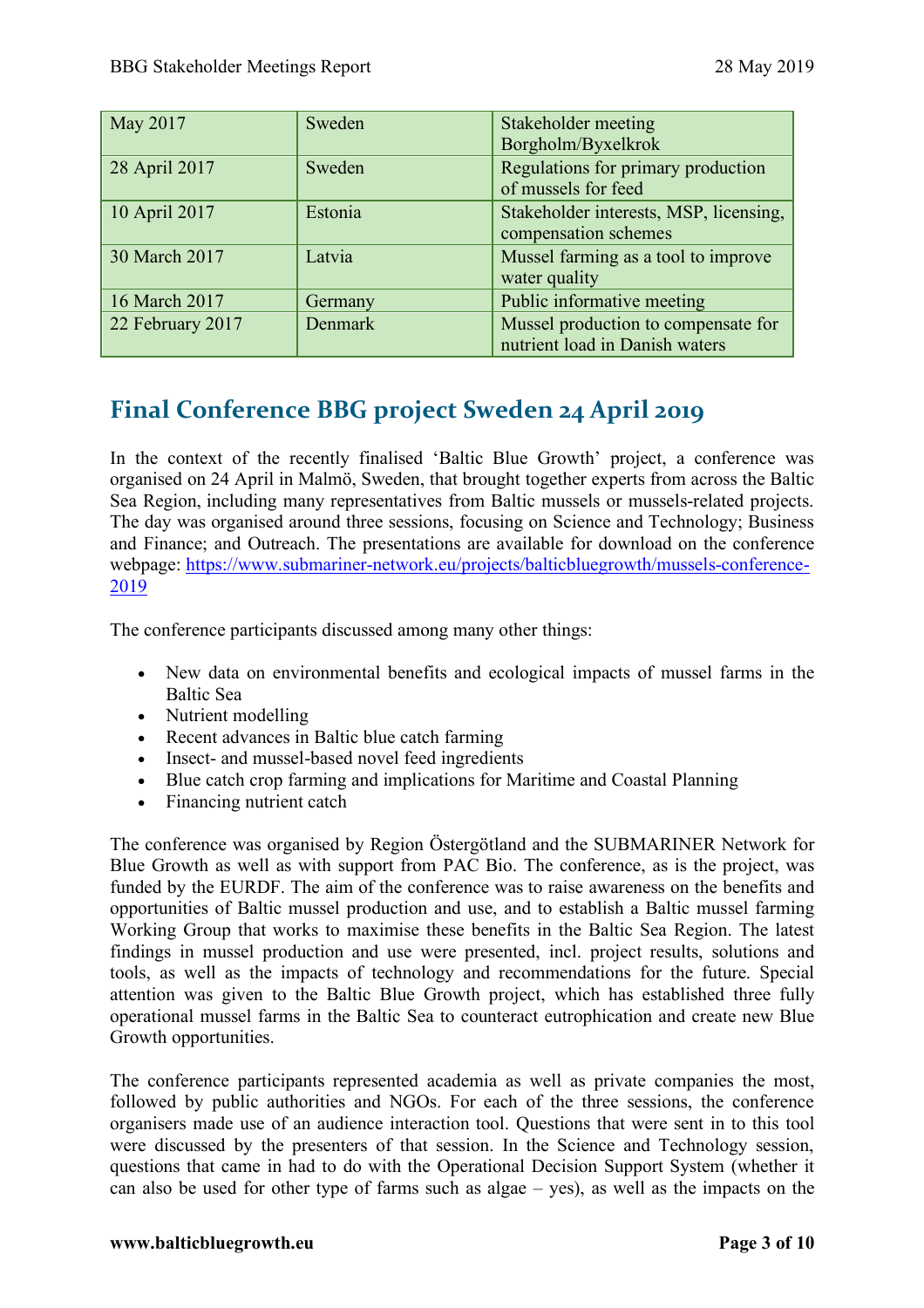| May 2017 | Sweden | Stakeholder meeting Borgholm/Byxelkrok |
|---|---|---|
| 28 April 2017 | Sweden | Regulations for primary production of mussels for feed |
| 10 April 2017 | Estonia | Stakeholder interests, MSP, licensing, compensation schemes |
| 30 March 2017 | Latvia | Mussel farming as a tool to improve water quality |
| 16 March 2017 | Germany | Public informative meeting |
| 22 February 2017 | Denmark | Mussel production to compensate for nutrient load in Danish waters |

## Final Conference BBG project Sweden 24 April 2019

In the context of the recently finalised 'Baltic Blue Growth' project, a conference was organised on 24 April in Malmö, Sweden, that brought together experts from across the Baltic Sea Region, including many representatives from Baltic mussels or mussels-related projects. The day was organised around three sessions, focusing on Science and Technology; Business and Finance; and Outreach. The presentations are available for download on the conference webpage: https://www.submariner-network.eu/projects/balticbluegrowth/mussels-conference-2019

The conference participants discussed among many other things:

- New data on environmental benefits and ecological impacts of mussel farms in the Baltic Sea
- Nutrient modelling
- Recent advances in Baltic blue catch farming
- Insect- and mussel-based novel feed ingredients
- Blue catch crop farming and implications for Maritime and Coastal Planning
- Financing nutrient catch

The conference was organised by Region Östergötland and the SUBMARINER Network for Blue Growth as well as with support from PAC Bio. The conference, as is the project, was funded by the EURDF. The aim of the conference was to raise awareness on the benefits and opportunities of Baltic mussel production and use, and to establish a Baltic mussel farming Working Group that works to maximise these benefits in the Baltic Sea Region. The latest findings in mussel production and use were presented, incl. project results, solutions and tools, as well as the impacts of technology and recommendations for the future. Special attention was given to the Baltic Blue Growth project, which has established three fully operational mussel farms in the Baltic Sea to counteract eutrophication and create new Blue Growth opportunities.

The conference participants represented academia as well as private companies the most, followed by public authorities and NGOs. For each of the three sessions, the conference organisers made use of an audience interaction tool. Questions that were sent in to this tool were discussed by the presenters of that session. In the Science and Technology session, questions that came in had to do with the Operational Decision Support System (whether it can also be used for other type of farms such as algae – yes), as well as the impacts on the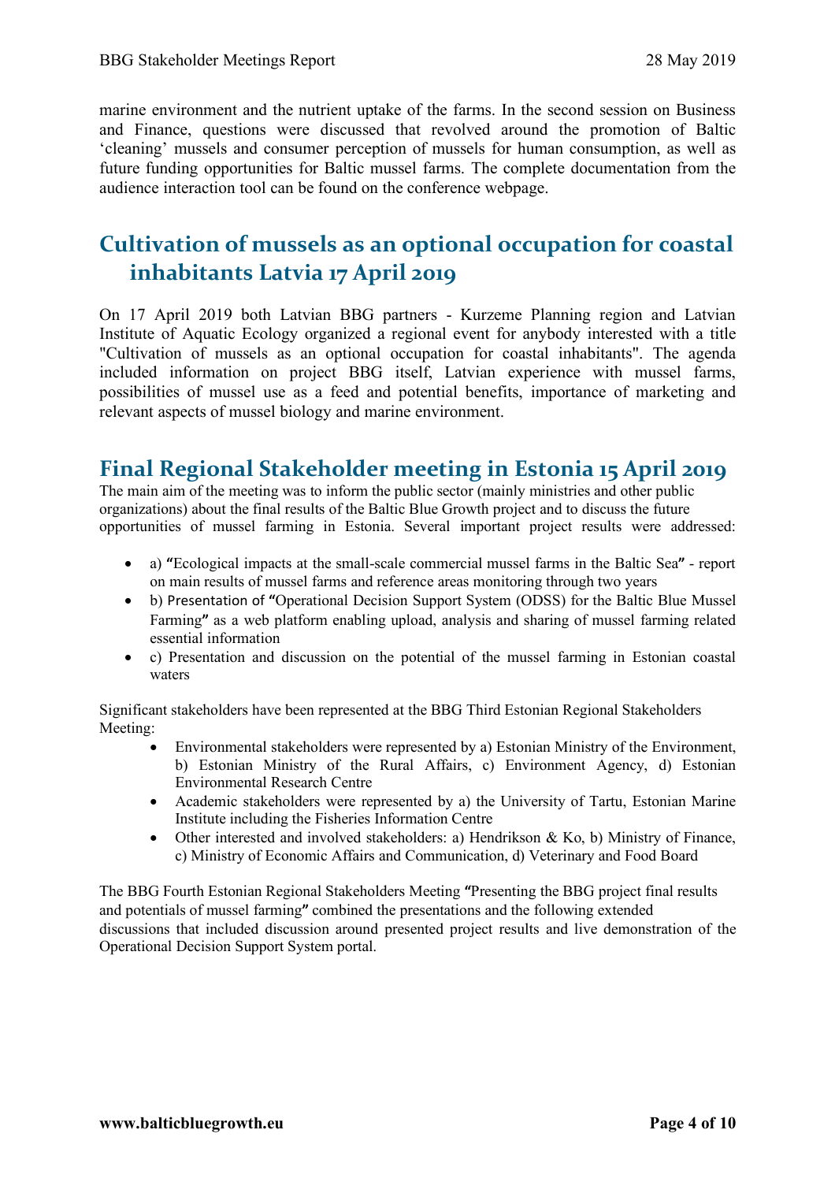marine environment and the nutrient uptake of the farms. In the second session on Business and Finance, questions were discussed that revolved around the promotion of Baltic 'cleaning' mussels and consumer perception of mussels for human consumption, as well as future funding opportunities for Baltic mussel farms. The complete documentation from the audience interaction tool can be found on the conference webpage.

## Cultivation of mussels as an optional occupation for coastal inhabitants Latvia 17 April 2019

On 17 April 2019 both Latvian BBG partners - Kurzeme Planning region and Latvian Institute of Aquatic Ecology organized a regional event for anybody interested with a title "Cultivation of mussels as an optional occupation for coastal inhabitants". The agenda included information on project BBG itself, Latvian experience with mussel farms, possibilities of mussel use as a feed and potential benefits, importance of marketing and relevant aspects of mussel biology and marine environment.

## Final Regional Stakeholder meeting in Estonia 15 April 2019

The main aim of the meeting was to inform the public sector (mainly ministries and other public organizations) about the final results of the Baltic Blue Growth project and to discuss the future opportunities of mussel farming in Estonia. Several important project results were addressed:

- a) **"**Ecological impacts at the small-scale commercial mussel farms in the Baltic Sea**"** - report on main results of mussel farms and reference areas monitoring through two years
- b) Presentation of **"**Operational Decision Support System (ODSS) for the Baltic Blue Mussel Farming**"** as a web platform enabling upload, analysis and sharing of mussel farming related essential information
- c) Presentation and discussion on the potential of the mussel farming in Estonian coastal waters

Significant stakeholders have been represented at the BBG Third Estonian Regional Stakeholders Meeting:

- Environmental stakeholders were represented by a) Estonian Ministry of the Environment, b) Estonian Ministry of the Rural Affairs, c) Environment Agency, d) Estonian Environmental Research Centre
- Academic stakeholders were represented by a) the University of Tartu, Estonian Marine Institute including the Fisheries Information Centre
- Other interested and involved stakeholders: a) Hendrikson & Ko, b) Ministry of Finance, c) Ministry of Economic Affairs and Communication, d) Veterinary and Food Board

The BBG Fourth Estonian Regional Stakeholders Meeting **"**Presenting the BBG project final results and potentials of mussel farming**"** combined the presentations and the following extended discussions that included discussion around presented project results and live demonstration of the Operational Decision Support System portal.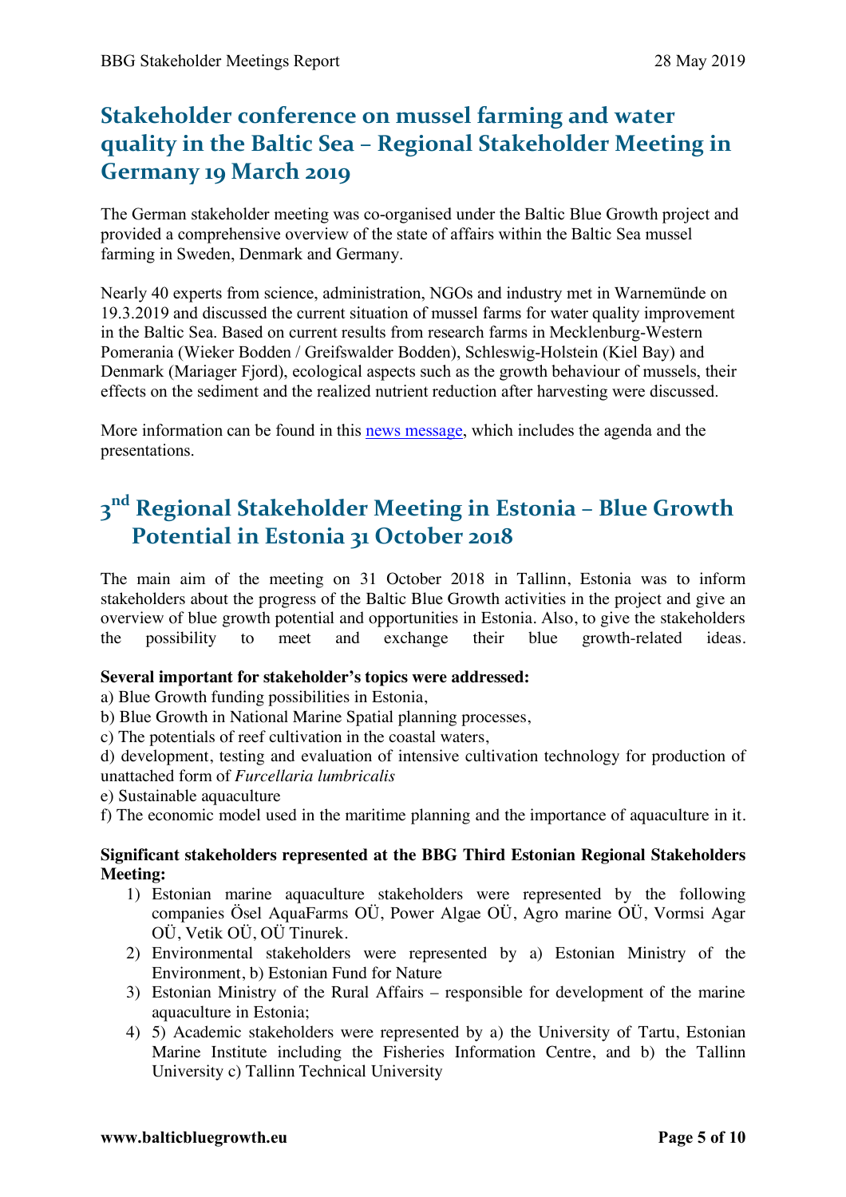## Stakeholder conference on mussel farming and water quality in the Baltic Sea – Regional Stakeholder Meeting in Germany 19 March 2019

The German stakeholder meeting was co-organised under the Baltic Blue Growth project and provided a comprehensive overview of the state of affairs within the Baltic Sea mussel farming in Sweden, Denmark and Germany.

Nearly 40 experts from science, administration, NGOs and industry met in Warnemünde on 19.3.2019 and discussed the current situation of mussel farms for water quality improvement in the Baltic Sea. Based on current results from research farms in Mecklenburg-Western Pomerania (Wieker Bodden / Greifswalder Bodden), Schleswig-Holstein (Kiel Bay) and Denmark (Mariager Fjord), ecological aspects such as the growth behaviour of mussels, their effects on the sediment and the realized nutrient reduction after harvesting were discussed.

More information can be found in this news message, which includes the agenda and the presentations.

## 3rd Regional Stakeholder Meeting in Estonia – Blue Growth Potential in Estonia 31 October 2018

The main aim of the meeting on 31 October 2018 in Tallinn, Estonia was to inform stakeholders about the progress of the Baltic Blue Growth activities in the project and give an overview of blue growth potential and opportunities in Estonia. Also, to give the stakeholders the possibility to meet and exchange their blue growth-related ideas.

**Several important for stakeholder's topics were addressed:**

a) Blue Growth funding possibilities in Estonia,
b) Blue Growth in National Marine Spatial planning processes,
c) The potentials of reef cultivation in the coastal waters,
d) development, testing and evaluation of intensive cultivation technology for production of unattached form of *Furcellaria lumbricalis*
e) Sustainable aquaculture
f) The economic model used in the maritime planning and the importance of aquaculture in it.

**Significant stakeholders represented at the BBG Third Estonian Regional Stakeholders Meeting:**

1) Estonian marine aquaculture stakeholders were represented by the following companies Ösel AquaFarms OÜ, Power Algae OÜ, Agro marine OÜ, Vormsi Agar OÜ, Vetik OÜ, OÜ Tinurek.
2) Environmental stakeholders were represented by a) Estonian Ministry of the Environment, b) Estonian Fund for Nature
3) Estonian Ministry of the Rural Affairs – responsible for development of the marine aquaculture in Estonia;
4) 5) Academic stakeholders were represented by a) the University of Tartu, Estonian Marine Institute including the Fisheries Information Centre, and b) the Tallinn University c) Tallinn Technical University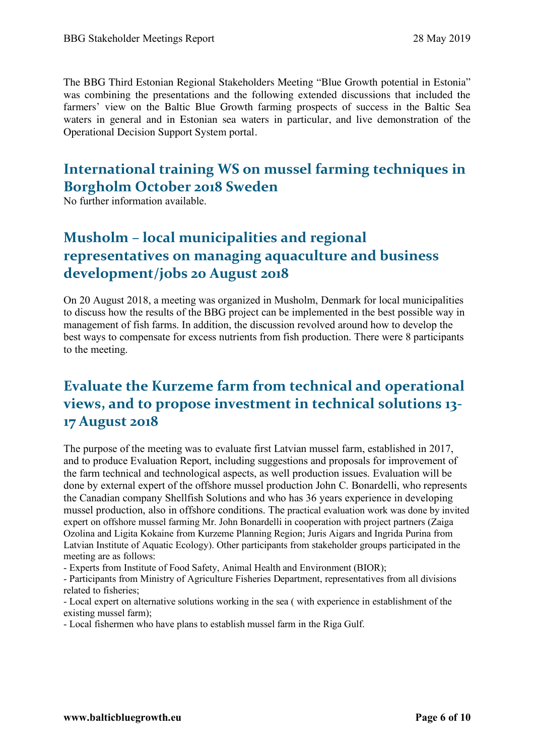The BBG Third Estonian Regional Stakeholders Meeting “Blue Growth potential in Estonia” was combining the presentations and the following extended discussions that included the farmers’ view on the Baltic Blue Growth farming prospects of success in the Baltic Sea waters in general and in Estonian sea waters in particular, and live demonstration of the Operational Decision Support System portal.

## International training WS on mussel farming techniques in Borgholm October 2018 Sweden

No further information available.

## Musholm – local municipalities and regional representatives on managing aquaculture and business development/jobs 20 August 2018

On 20 August 2018, a meeting was organized in Musholm, Denmark for local municipalities to discuss how the results of the BBG project can be implemented in the best possible way in management of fish farms. In addition, the discussion revolved around how to develop the best ways to compensate for excess nutrients from fish production. There were 8 participants to the meeting.

## Evaluate the Kurzeme farm from technical and operational views, and to propose investment in technical solutions 13-17 August 2018

The purpose of the meeting was to evaluate first Latvian mussel farm, established in 2017, and to produce Evaluation Report, including suggestions and proposals for improvement of the farm technical and technological aspects, as well production issues. Evaluation will be done by external expert of the offshore mussel production John C. Bonardelli, who represents the Canadian company Shellfish Solutions and who has 36 years experience in developing mussel production, also in offshore conditions. The practical evaluation work was done by invited expert on offshore mussel farming Mr. John Bonardelli in cooperation with project partners (Zaiga Ozolina and Ligita Kokaine from Kurzeme Planning Region; Juris Aigars and Ingrida Purina from Latvian Institute of Aquatic Ecology). Other participants from stakeholder groups participated in the meeting are as follows:

- Experts from Institute of Food Safety, Animal Health and Environment (BIOR);
- Participants from Ministry of Agriculture Fisheries Department, representatives from all divisions related to fisheries;
- Local expert on alternative solutions working in the sea ( with experience in establishment of the existing mussel farm);
- Local fishermen who have plans to establish mussel farm in the Riga Gulf.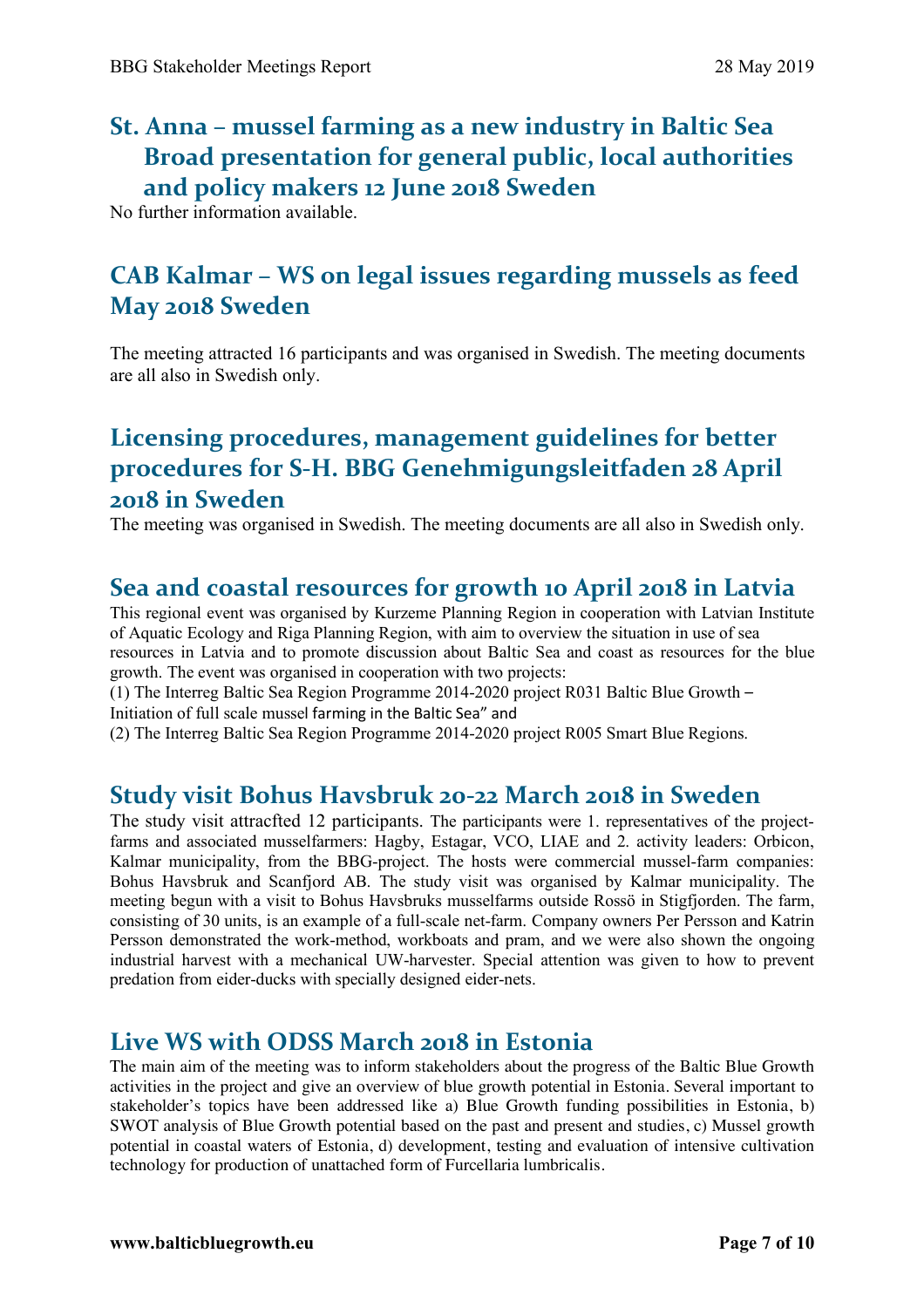## St. Anna – mussel farming as a new industry in Baltic Sea Broad presentation for general public, local authorities and policy makers 12 June 2018 Sweden

No further information available.

## CAB Kalmar – WS on legal issues regarding mussels as feed May 2018 Sweden

The meeting attracted 16 participants and was organised in Swedish. The meeting documents are all also in Swedish only.

## Licensing procedures, management guidelines for better procedures for S-H. BBG Genehmigungsleitfaden 28 April 2018 in Sweden

The meeting was organised in Swedish. The meeting documents are all also in Swedish only.

## Sea and coastal resources for growth 10 April 2018 in Latvia

This regional event was organised by Kurzeme Planning Region in cooperation with Latvian Institute of Aquatic Ecology and Riga Planning Region, with aim to overview the situation in use of sea resources in Latvia and to promote discussion about Baltic Sea and coast as resources for the blue growth. The event was organised in cooperation with two projects:

(1) The Interreg Baltic Sea Region Programme 2014-2020 project R031 Baltic Blue Growth – Initiation of full scale mussel farming in the Baltic Sea" and

(2) The Interreg Baltic Sea Region Programme 2014-2020 project R005 Smart Blue Regions.

## Study visit Bohus Havsbruk 20-22 March 2018 in Sweden

The study visit attracfted 12 participants. The participants were 1. representatives of the project-farms and associated musselfarmers: Hagby, Estagar, VCO, LIAE and 2. activity leaders: Orbicon, Kalmar municipality, from the BBG-project. The hosts were commercial mussel-farm companies: Bohus Havsbruk and Scanfjord AB. The study visit was organised by Kalmar municipality. The meeting begun with a visit to Bohus Havsbruks musselfarms outside Rossö in Stigfjorden. The farm, consisting of 30 units, is an example of a full-scale net-farm. Company owners Per Persson and Katrin Persson demonstrated the work-method, workboats and pram, and we were also shown the ongoing industrial harvest with a mechanical UW-harvester. Special attention was given to how to prevent predation from eider-ducks with specially designed eider-nets.

## Live WS with ODSS March 2018 in Estonia

The main aim of the meeting was to inform stakeholders about the progress of the Baltic Blue Growth activities in the project and give an overview of blue growth potential in Estonia. Several important to stakeholder's topics have been addressed like a) Blue Growth funding possibilities in Estonia, b) SWOT analysis of Blue Growth potential based on the past and present and studies, c) Mussel growth potential in coastal waters of Estonia, d) development, testing and evaluation of intensive cultivation technology for production of unattached form of Furcellaria lumbricalis.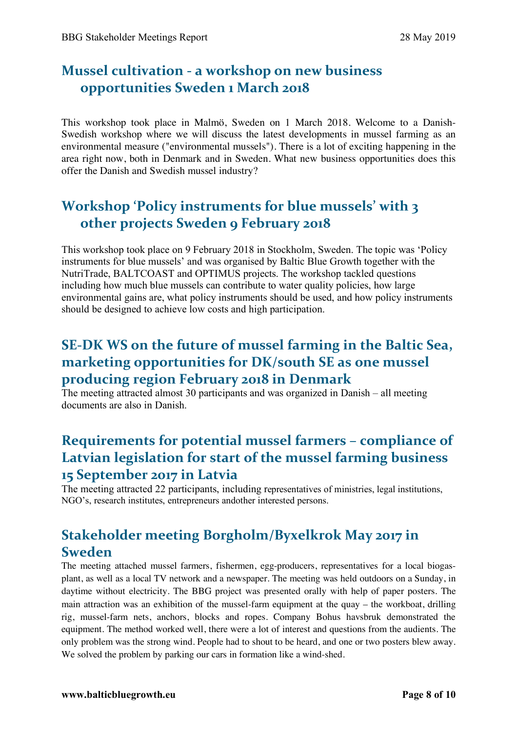## Mussel cultivation - a workshop on new business opportunities Sweden 1 March 2018

This workshop took place in Malmö, Sweden on 1 March 2018. Welcome to a Danish-Swedish workshop where we will discuss the latest developments in mussel farming as an environmental measure ("environmental mussels"). There is a lot of exciting happening in the area right now, both in Denmark and in Sweden. What new business opportunities does this offer the Danish and Swedish mussel industry?

## Workshop 'Policy instruments for blue mussels' with 3 other projects Sweden 9 February 2018

This workshop took place on 9 February 2018 in Stockholm, Sweden. The topic was 'Policy instruments for blue mussels' and was organised by Baltic Blue Growth together with the NutriTrade, BALTCOAST and OPTIMUS projects. The workshop tackled questions including how much blue mussels can contribute to water quality policies, how large environmental gains are, what policy instruments should be used, and how policy instruments should be designed to achieve low costs and high participation.

## SE-DK WS on the future of mussel farming in the Baltic Sea, marketing opportunities for DK/south SE as one mussel producing region February 2018 in Denmark

The meeting attracted almost 30 participants and was organized in Danish – all meeting documents are also in Danish.

## Requirements for potential mussel farmers – compliance of Latvian legislation for start of the mussel farming business 15 September 2017 in Latvia

The meeting attracted 22 participants, including representatives of ministries, legal institutions, NGO's, research institutes, entrepreneurs andother interested persons.

## Stakeholder meeting Borgholm/Byxelkrok May 2017 in Sweden

The meeting attached mussel farmers, fishermen, egg-producers, representatives for a local biogas-plant, as well as a local TV network and a newspaper. The meeting was held outdoors on a Sunday, in daytime without electricity. The BBG project was presented orally with help of paper posters. The main attraction was an exhibition of the mussel-farm equipment at the quay – the workboat, drilling rig, mussel-farm nets, anchors, blocks and ropes. Company Bohus havsbruk demonstrated the equipment. The method worked well, there were a lot of interest and questions from the audients. The only problem was the strong wind. People had to shout to be heard, and one or two posters blew away. We solved the problem by parking our cars in formation like a wind-shed.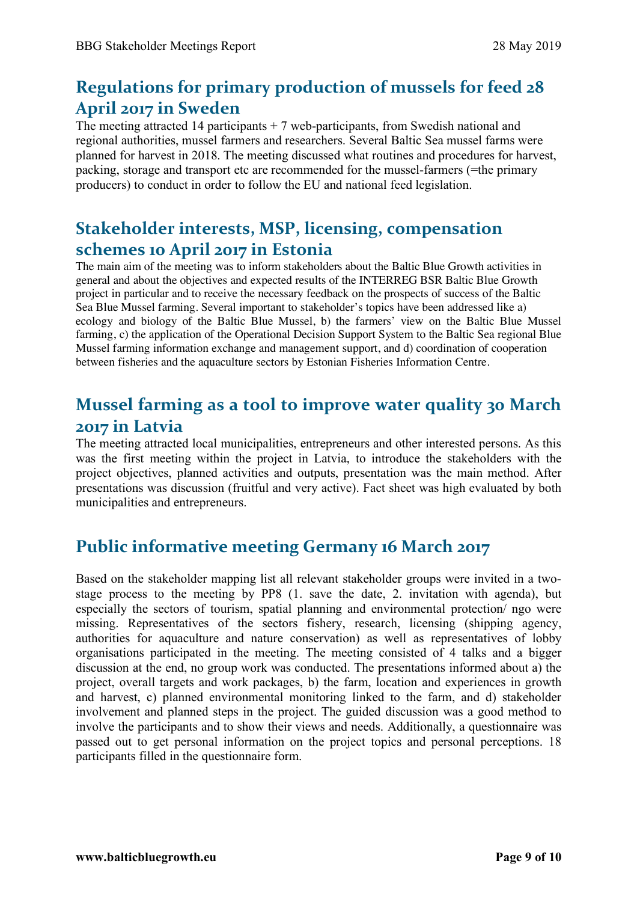## Regulations for primary production of mussels for feed 28 April 2017 in Sweden

The meeting attracted 14 participants + 7 web-participants, from Swedish national and regional authorities, mussel farmers and researchers. Several Baltic Sea mussel farms were planned for harvest in 2018. The meeting discussed what routines and procedures for harvest, packing, storage and transport etc are recommended for the mussel-farmers (=the primary producers) to conduct in order to follow the EU and national feed legislation.

## Stakeholder interests, MSP, licensing, compensation schemes 10 April 2017 in Estonia

The main aim of the meeting was to inform stakeholders about the Baltic Blue Growth activities in general and about the objectives and expected results of the INTERREG BSR Baltic Blue Growth project in particular and to receive the necessary feedback on the prospects of success of the Baltic Sea Blue Mussel farming. Several important to stakeholder's topics have been addressed like a) ecology and biology of the Baltic Blue Mussel, b) the farmers' view on the Baltic Blue Mussel farming, c) the application of the Operational Decision Support System to the Baltic Sea regional Blue Mussel farming information exchange and management support, and d) coordination of cooperation between fisheries and the aquaculture sectors by Estonian Fisheries Information Centre.

## Mussel farming as a tool to improve water quality 30 March 2017 in Latvia

The meeting attracted local municipalities, entrepreneurs and other interested persons. As this was the first meeting within the project in Latvia, to introduce the stakeholders with the project objectives, planned activities and outputs, presentation was the main method. After presentations was discussion (fruitful and very active). Fact sheet was high evaluated by both municipalities and entrepreneurs.

## Public informative meeting Germany 16 March 2017

Based on the stakeholder mapping list all relevant stakeholder groups were invited in a two-stage process to the meeting by PP8 (1. save the date, 2. invitation with agenda), but especially the sectors of tourism, spatial planning and environmental protection/ ngo were missing. Representatives of the sectors fishery, research, licensing (shipping agency, authorities for aquaculture and nature conservation) as well as representatives of lobby organisations participated in the meeting. The meeting consisted of 4 talks and a bigger discussion at the end, no group work was conducted. The presentations informed about a) the project, overall targets and work packages, b) the farm, location and experiences in growth and harvest, c) planned environmental monitoring linked to the farm, and d) stakeholder involvement and planned steps in the project. The guided discussion was a good method to involve the participants and to show their views and needs. Additionally, a questionnaire was passed out to get personal information on the project topics and personal perceptions. 18 participants filled in the questionnaire form.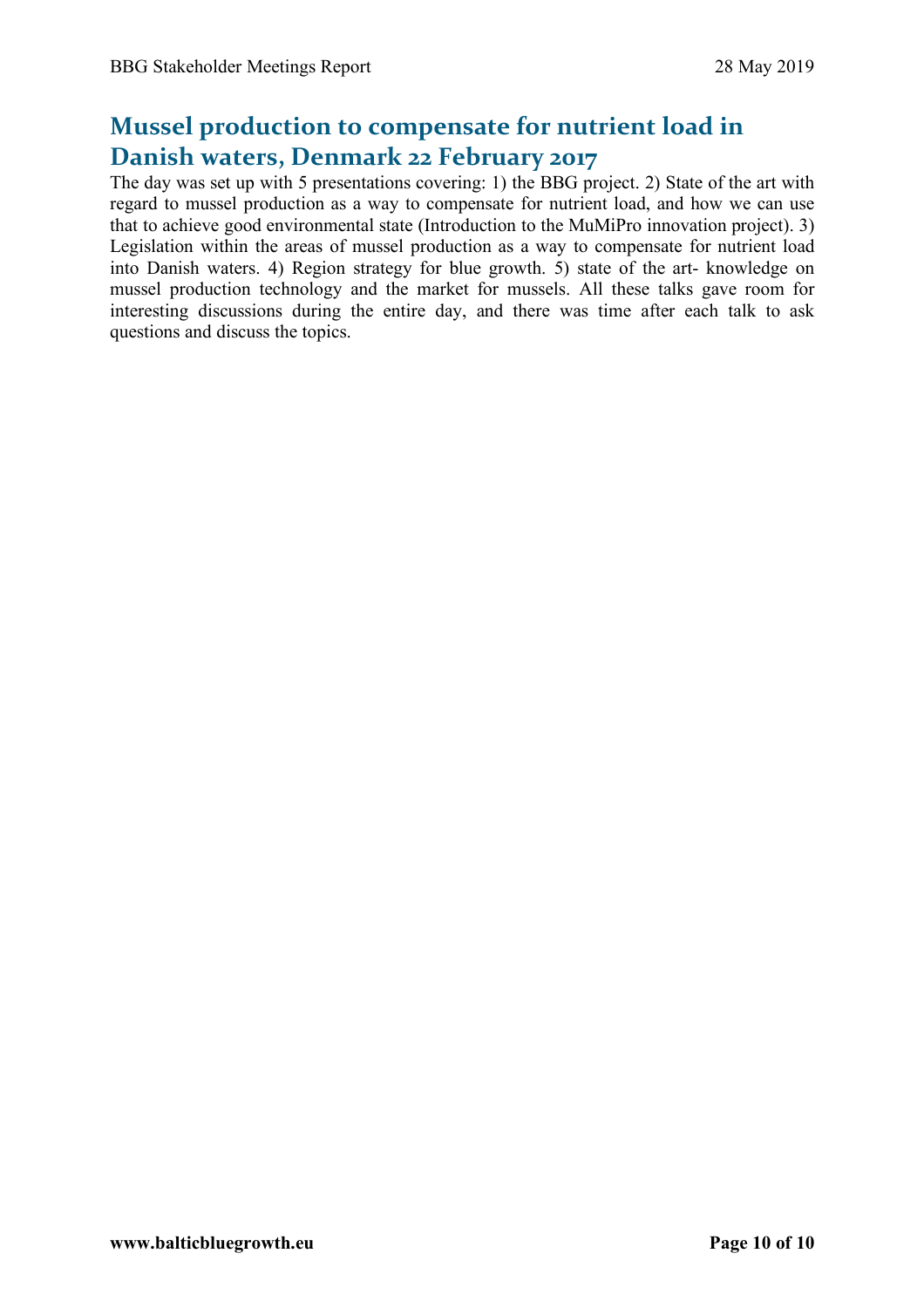## Mussel production to compensate for nutrient load in Danish waters, Denmark 22 February 2017

The day was set up with 5 presentations covering: 1) the BBG project. 2) State of the art with regard to mussel production as a way to compensate for nutrient load, and how we can use that to achieve good environmental state (Introduction to the MuMiPro innovation project). 3) Legislation within the areas of mussel production as a way to compensate for nutrient load into Danish waters. 4) Region strategy for blue growth. 5) state of the art- knowledge on mussel production technology and the market for mussels. All these talks gave room for interesting discussions during the entire day, and there was time after each talk to ask questions and discuss the topics.